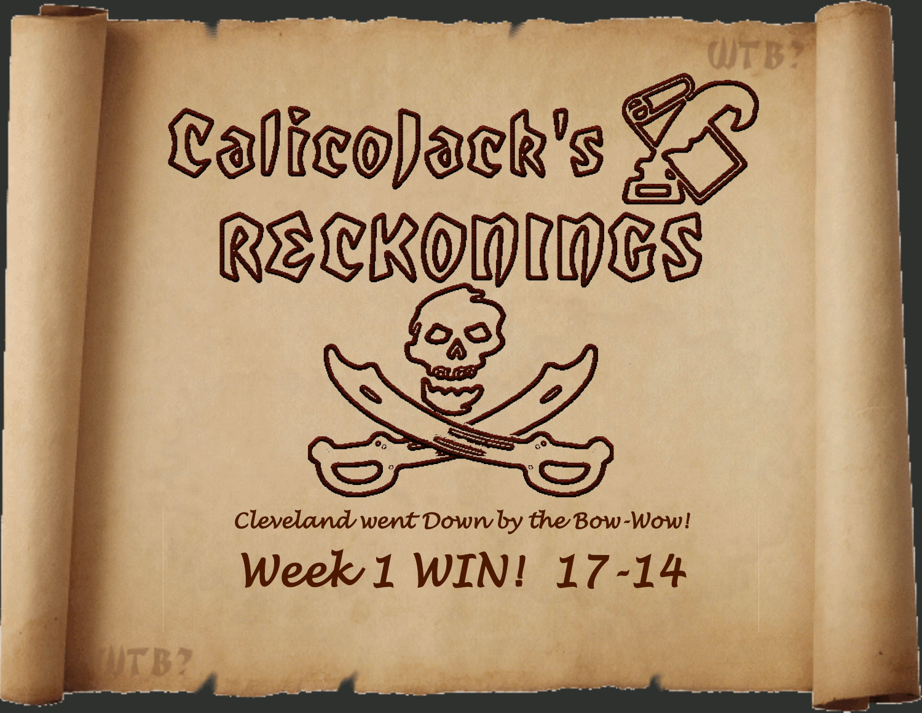# CalicoJack's RECKONINGS

*Cleveland went Down by the Bow-Wow!*

## *Week 1 WIN! 17-14*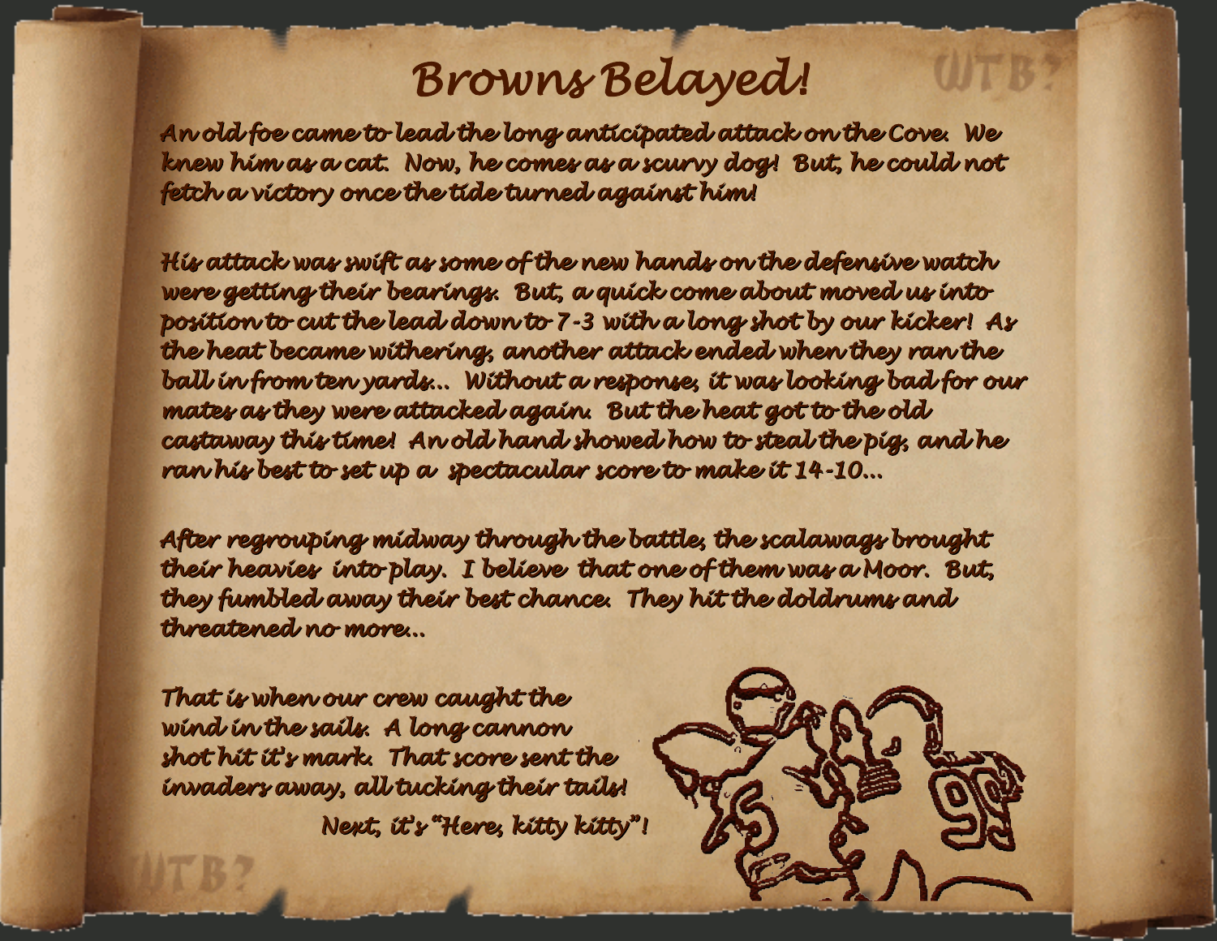# Browns Belayed!

An old foe came to lead the long anticipated attack on the Cove. We knew him as a cat. Now, he comes as a scurvy dog! But, he could not fetch a victory once the tide turned against him!

His attack was swift as some of the new hands on the defensive watch were getting their bearings. But, a quick come about moved us into position to cut the lead down to 7-3 with a long shot by our kicker! As the heat became withering, another attack ended when they ran the ball in from ten yards… Without a response, it was looking bad for our mates as they were attacked again. But the heat got to the old castaway this time! An old hand showed how to steal the pig, and he ran his best to set up a spectacular score to make it 14-10…

After regrouping midway through the battle, the scalawags brought their heavies into play. I believe that one of them was a Moor. But, they fumbled away their best chance. They hit the doldrums and threatened no more…

That is when our crew caught the wind in the sails. A long cannon shot hit it's mark. That score sent the invaders away, all tucking their tails!

Next, it's "Here, kitty kitty"!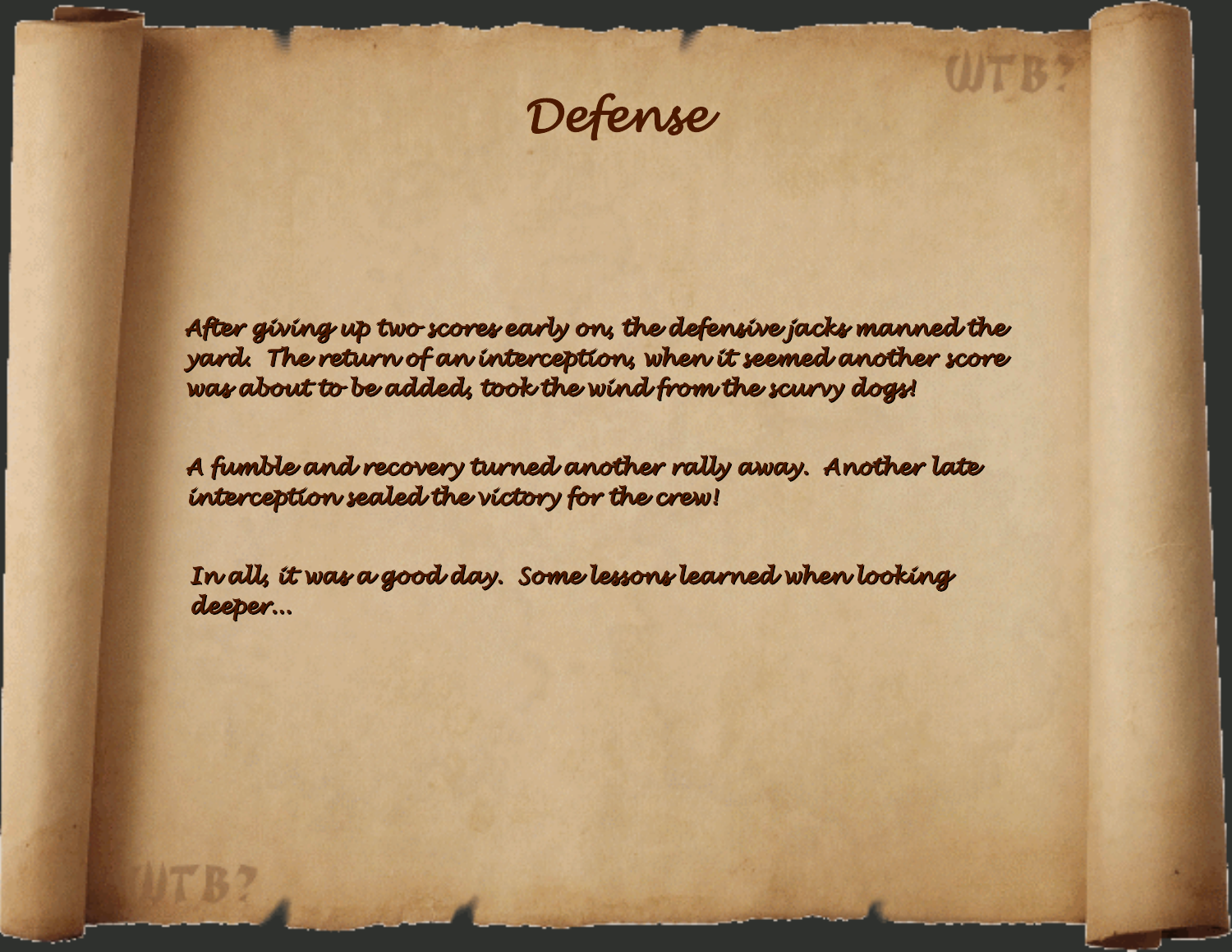# Defense

After giving up two scores early on, the defensive jacks manned the yard. The return of an interception, when it seemed another score was about to be added, took the wind from the scurvy dogs!

A fumble and recovery turned another rally away. Another late interception sealed the victory for the crew!

In all, it was a good day. Some lessons learned when looking deeper…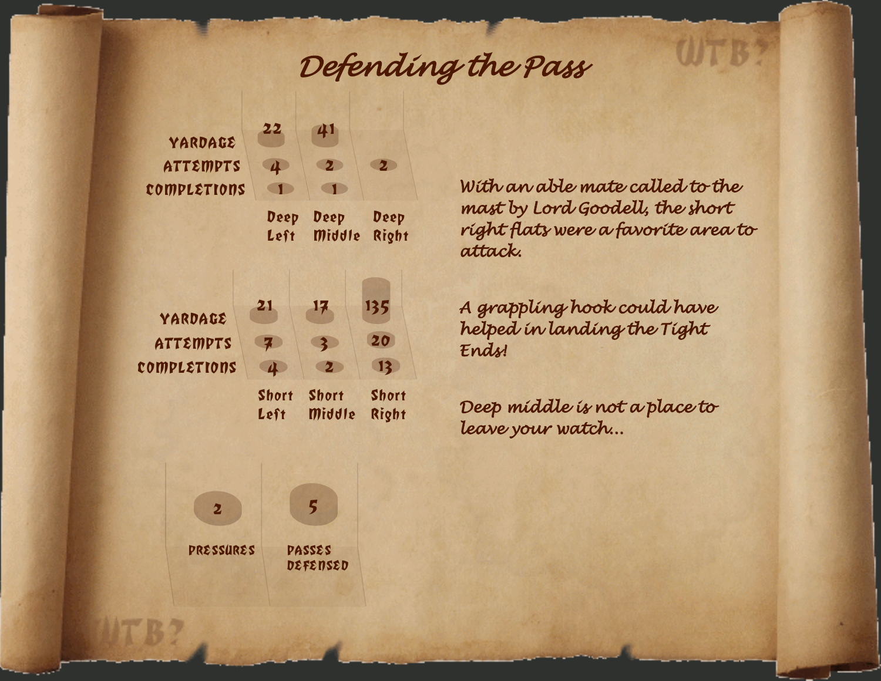# Defending the Pass

| | Deep Left | Deep Middle | Deep Right |
|---|---|---|---|
| YARDAGE | 22 | 41 | |
| ATTEMPTS | 4 | 2 | 2 |
| COMPLETIONS | 1 | 1 | |

| | Short Left | Short Middle | Short Right |
|---|---|---|---|
| YARDAGE | 21 | 17 | 135 |
| ATTEMPTS | 7 | 3 | 20 |
| COMPLETIONS | 4 | 2 | 13 |

| PRESSURES | PASSES DEFENSED |
|---|---|
| 2 | 5 |

*With an able mate called to the mast by Lord Goodell, the short right flats were a favorite area to attack.*

*A grappling hook could have helped in landing the Tight Ends!*

*Deep middle is not a place to leave your watch…*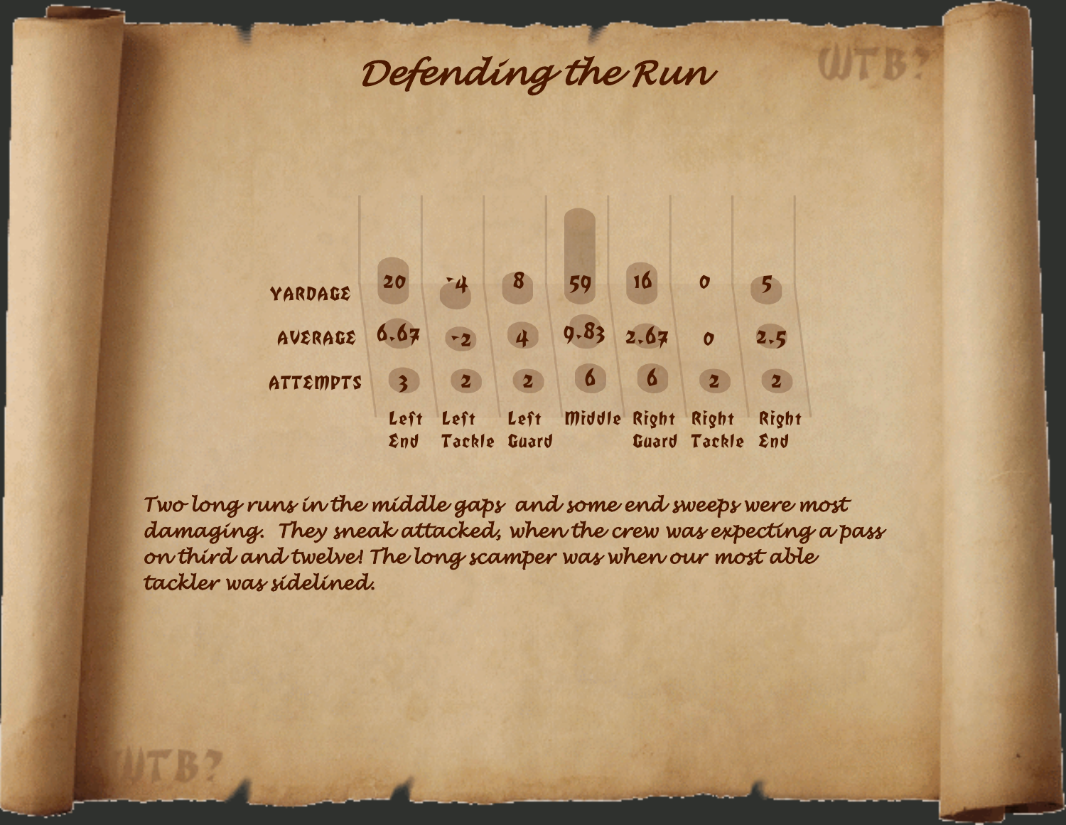# Defending the Run

| | Left End | Left Tackle | Left Guard | Middle | Right Guard | Right Tackle | Right End |
|---|---|---|---|---|---|---|---|
| YARDAGE | 20 | -4 | 8 | 59 | 16 | 0 | 5 |
| AVERAGE | 6.67 | -2 | 4 | 9.83 | 2.67 | 0 | 2.5 |
| ATTEMPTS | 3 | 2 | 2 | 6 | 6 | 2 | 2 |

*Two long runs in the middle gaps and some end sweeps were most damaging. They sneak attacked, when the crew was expecting a pass on third and twelve! The long scamper was when our most able tackler was sidelined.*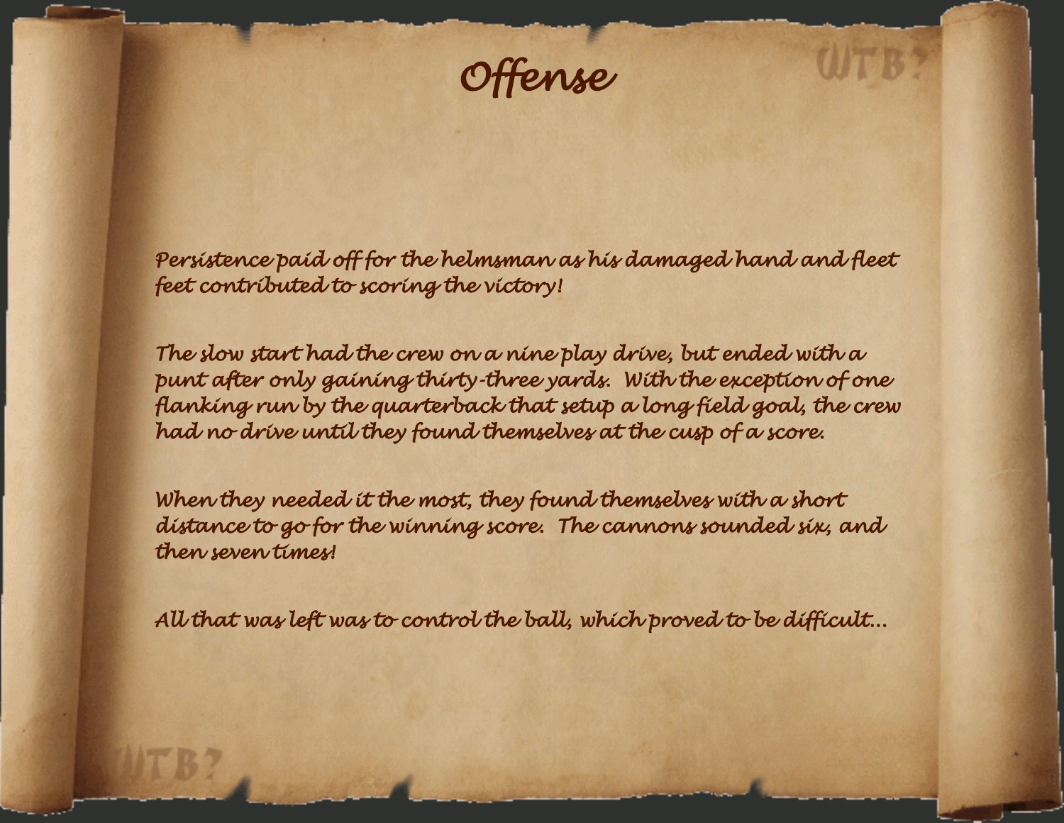# Offense

Persistence paid off for the helmsman as his damaged hand and fleet feet contributed to scoring the victory!

The slow start had the crew on a nine play drive, but ended with a punt after only gaining thirty-three yards. With the exception of one flanking run by the quarterback that setup a long field goal, the crew had no drive until they found themselves at the cusp of a score.

When they needed it the most, they found themselves with a short distance to go for the winning score. The cannons sounded six, and then seven times!

All that was left was to control the ball, which proved to be difficult…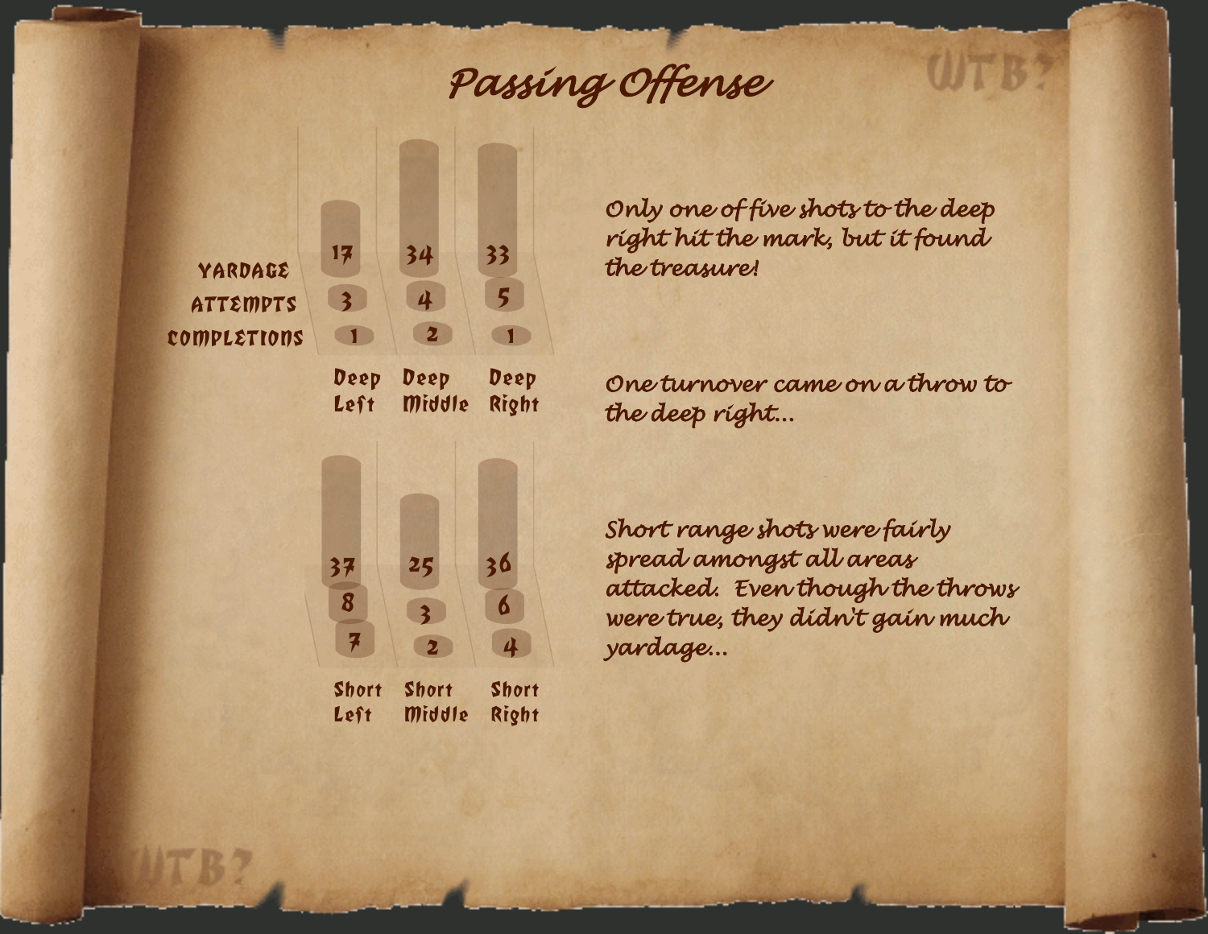# Passing Offense

| | Deep Left | Deep Middle | Deep Right |
|---|---|---|---|
| YARDAGE | 17 | 34 | 33 |
| ATTEMPTS | 3 | 4 | 5 |
| COMPLETIONS | 1 | 2 | 1 |

| | Short Left | Short Middle | Short Right |
|---|---|---|---|
| YARDAGE | 37 | 25 | 36 |
| ATTEMPTS | 8 | 3 | 6 |
| COMPLETIONS | 7 | 2 | 4 |

*Only one of five shots to the deep right hit the mark, but it found the treasure!*

*One turnover came on a throw to the deep right...*

*Short range shots were fairly spread amongst all areas attacked. Even though the throws were true, they didn't gain much yardage...*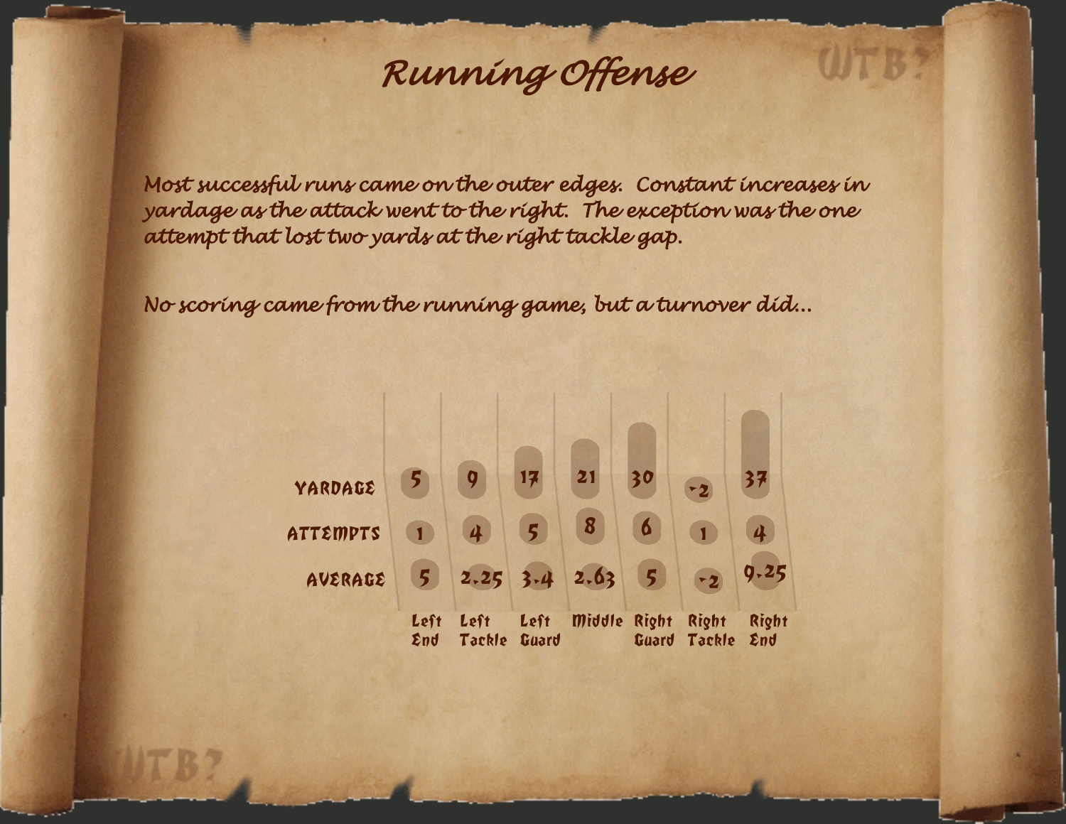# Running Offense

*Most successful runs came on the outer edges. Constant increases in yardage as the attack went to the right. The exception was the one attempt that lost two yards at the right tackle gap.*

*No scoring came from the running game, but a turnover did...*

| | Left End | Left Tackle | Left Guard | Middle | Right Guard | Right Tackle | Right End |
|---|---|---|---|---|---|---|---|
| YARDAGE | 5 | 9 | 17 | 21 | 30 | -2 | 37 |
| ATTEMPTS | 1 | 4 | 5 | 8 | 6 | 1 | 4 |
| AVERAGE | 5 | 2.25 | 3.4 | 2.63 | 5 | -2 | 9.25 |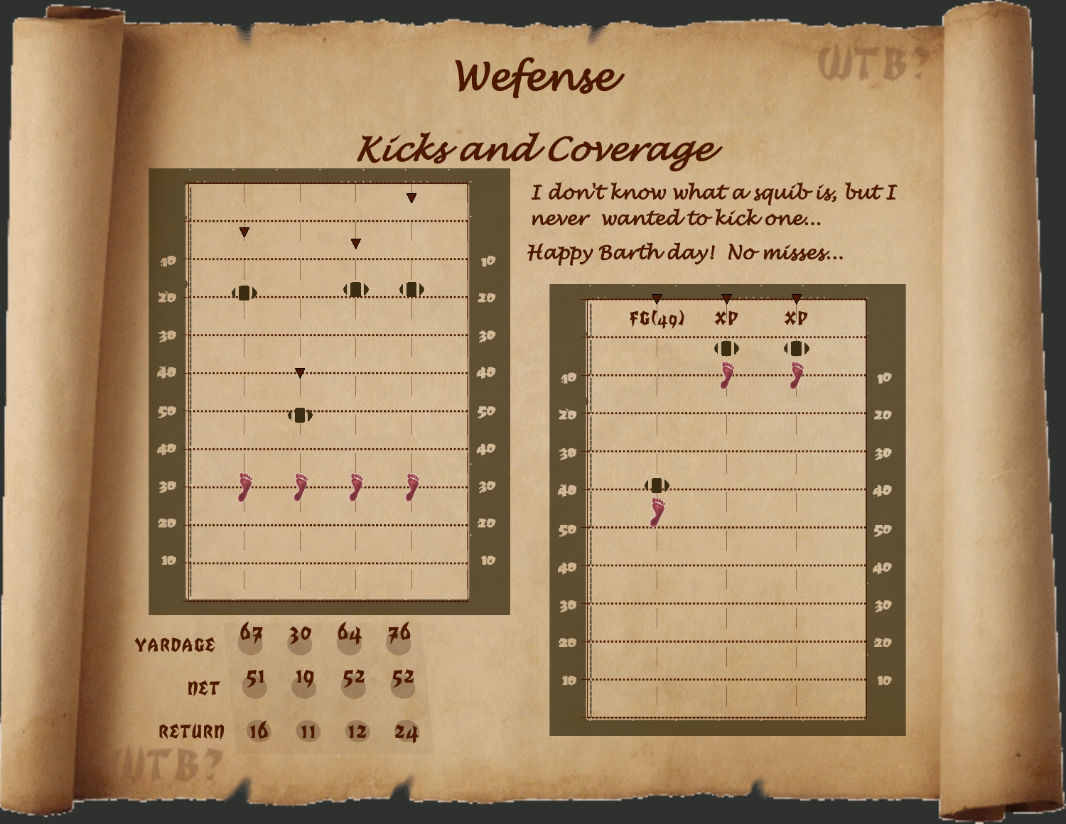# Wefense

## Kicks and Coverage

I don't know what a squib is, but I never wanted to kick one...

Happy Barth day! No misses...

| | | | | |
|---|---|---|---|---|
| YARDAGE | 67 | 30 | 64 | 76 |
| NET | 51 | 19 | 52 | 52 |
| RETURN | 16 | 11 | 12 | 24 |

FG(49) XP XP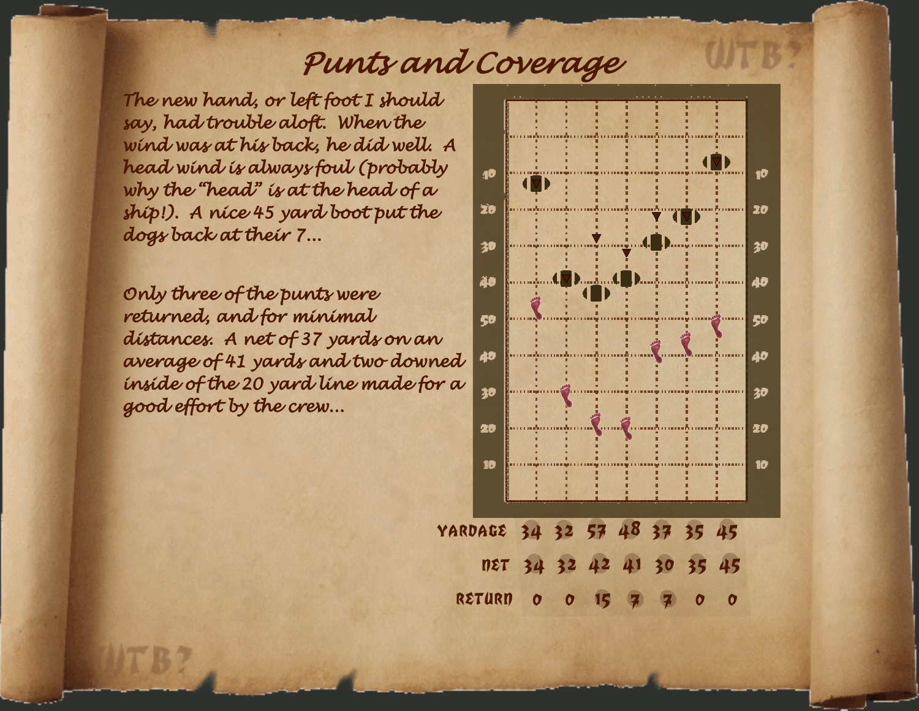# Punts and Coverage

The new hand, or left foot I should say, had trouble aloft. When the wind was at his back, he did well. A head wind is always foul (probably why the "head" is at the head of a ship!). A nice 45 yard boot put the dogs back at their 7...

Only three of the punts were returned, and for minimal distances. A net of 37 yards on an average of 41 yards and two downed inside of the 20 yard line made for a good effort by the crew...

| | | | | | | | |
|---|---|---|---|---|---|---|---|
| YARDAGE | 34 | 32 | 57 | 48 | 37 | 35 | 45 |
| NET | 34 | 32 | 42 | 41 | 30 | 35 | 45 |
| RETURN | 0 | 0 | 15 | 7 | 7 | 0 | 0 |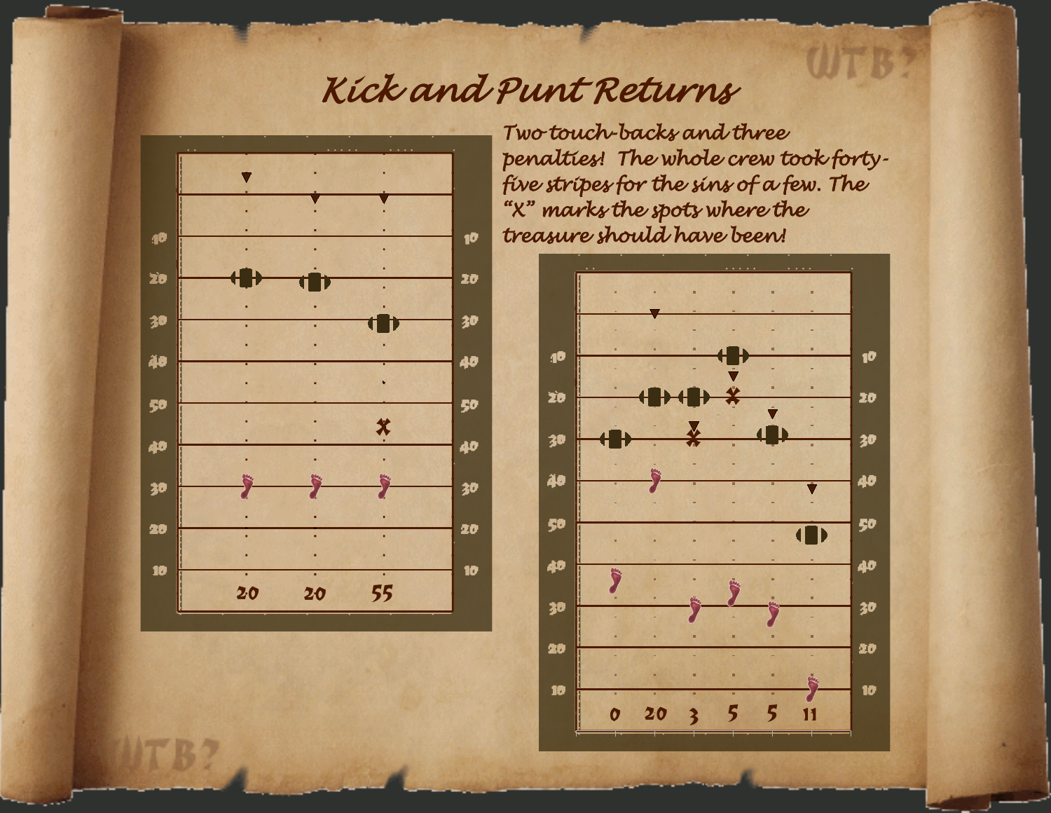# Kick and Punt Returns

Two touch-backs and three penalties! The whole crew took forty-five stripes for the sins of a few. The "X" marks the spots where the treasure should have been!

20 20 55

0 20 3 5 5 11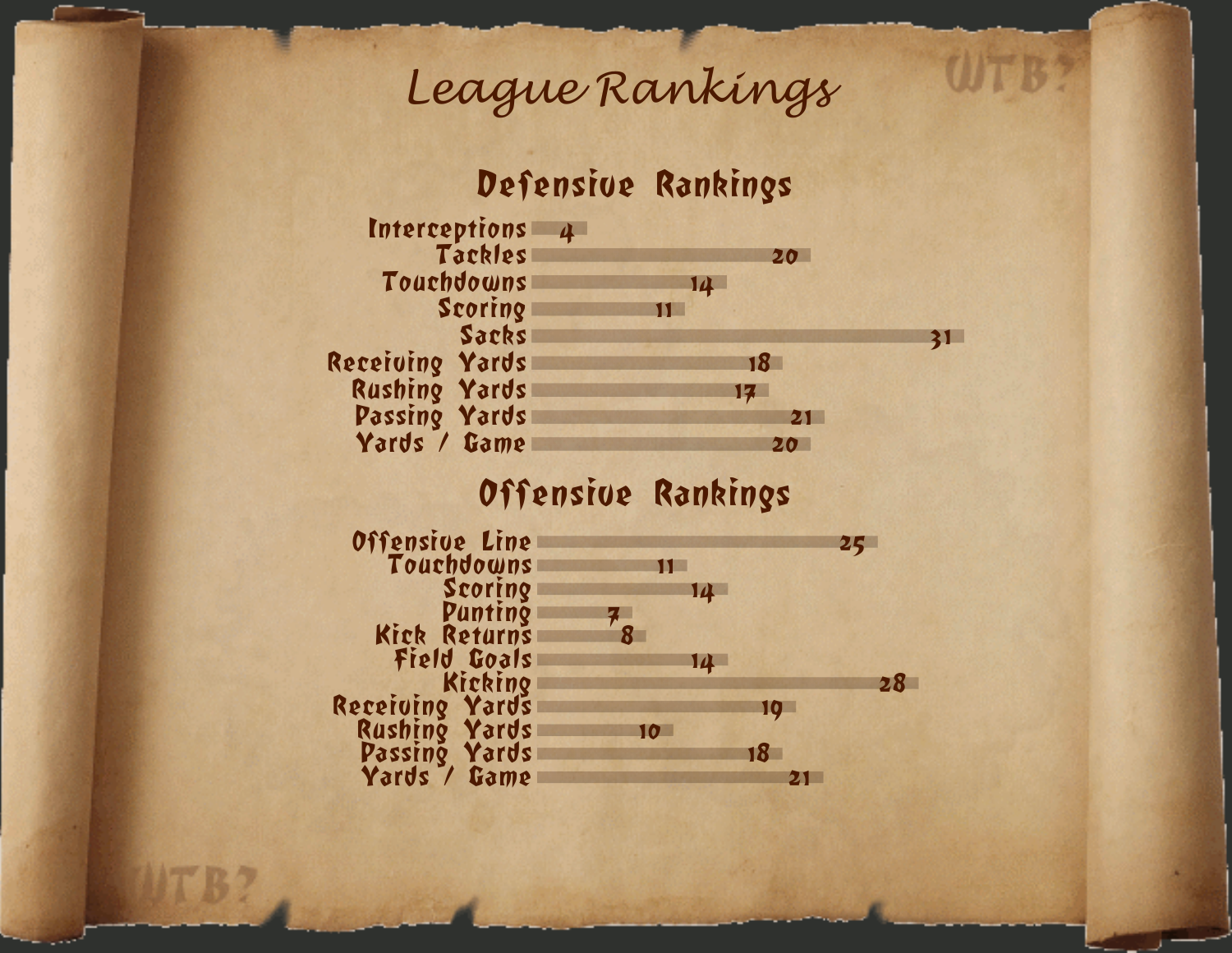# League Rankings

## Defensive Rankings

Interceptions 4
Tackles 20
Touchdowns 14
Scoring 11
Sacks 31
Receiving Yards 18
Rushing Yards 17
Passing Yards 21
Yards / Game 20

## Offensive Rankings

Offensive Line 25
Touchdowns 11
Scoring 14
Punting 7
Kick Returns 8
Field Goals 14
Kicking 28
Receiving Yards 19
Rushing Yards 10
Passing Yards 18
Yards / Game 21